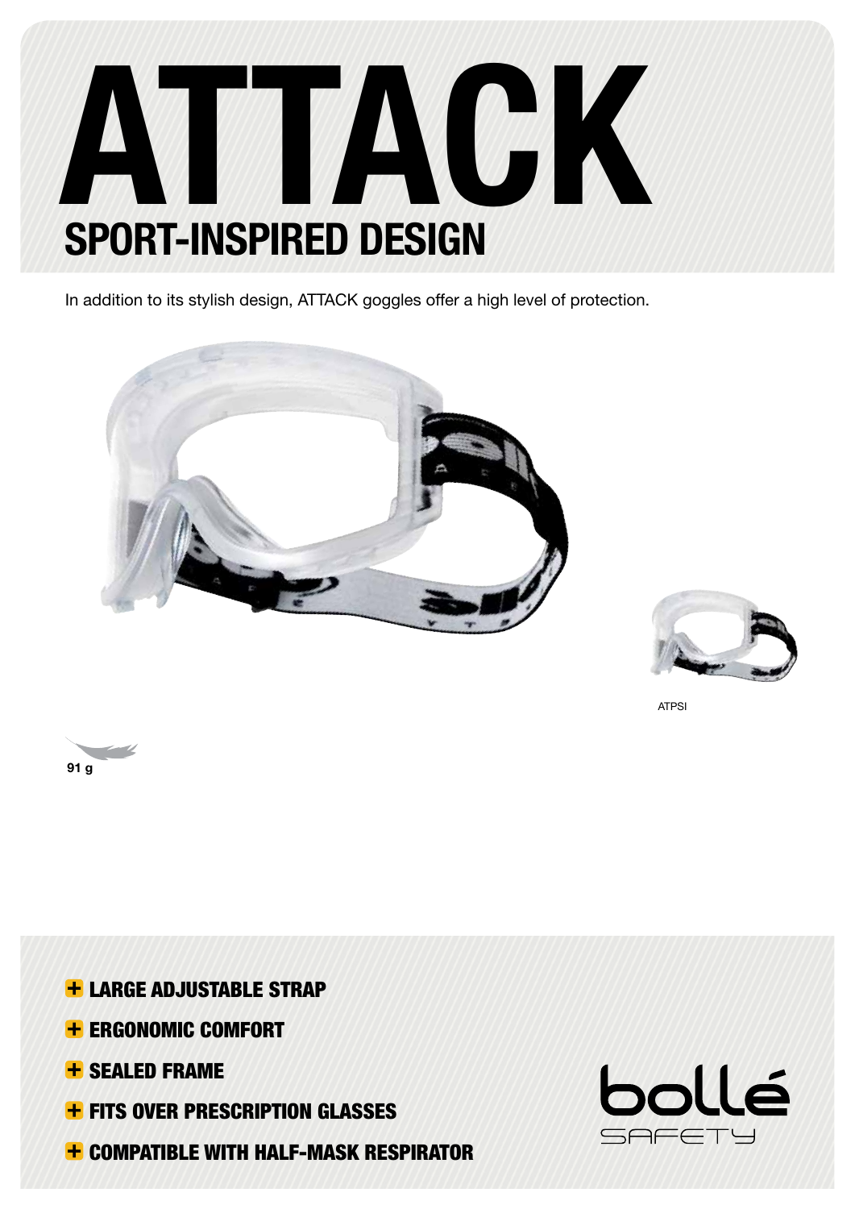# ATTACK

## SPORT-INSPIRED DESIGN

In addition to its stylish design, ATTACK goggles offer a high level of protection.

ATPSI

91 g

- **LARGE ADJUSTABLE STRAP**
- **ERGONOMIC COMFORT**
- **SEALED FRAME**
- **FITS OVER PRESCRIPTION GLASSES**
- **COMPATIBLE WITH HALF-MASK RESPIRATOR**

bollé SAFETY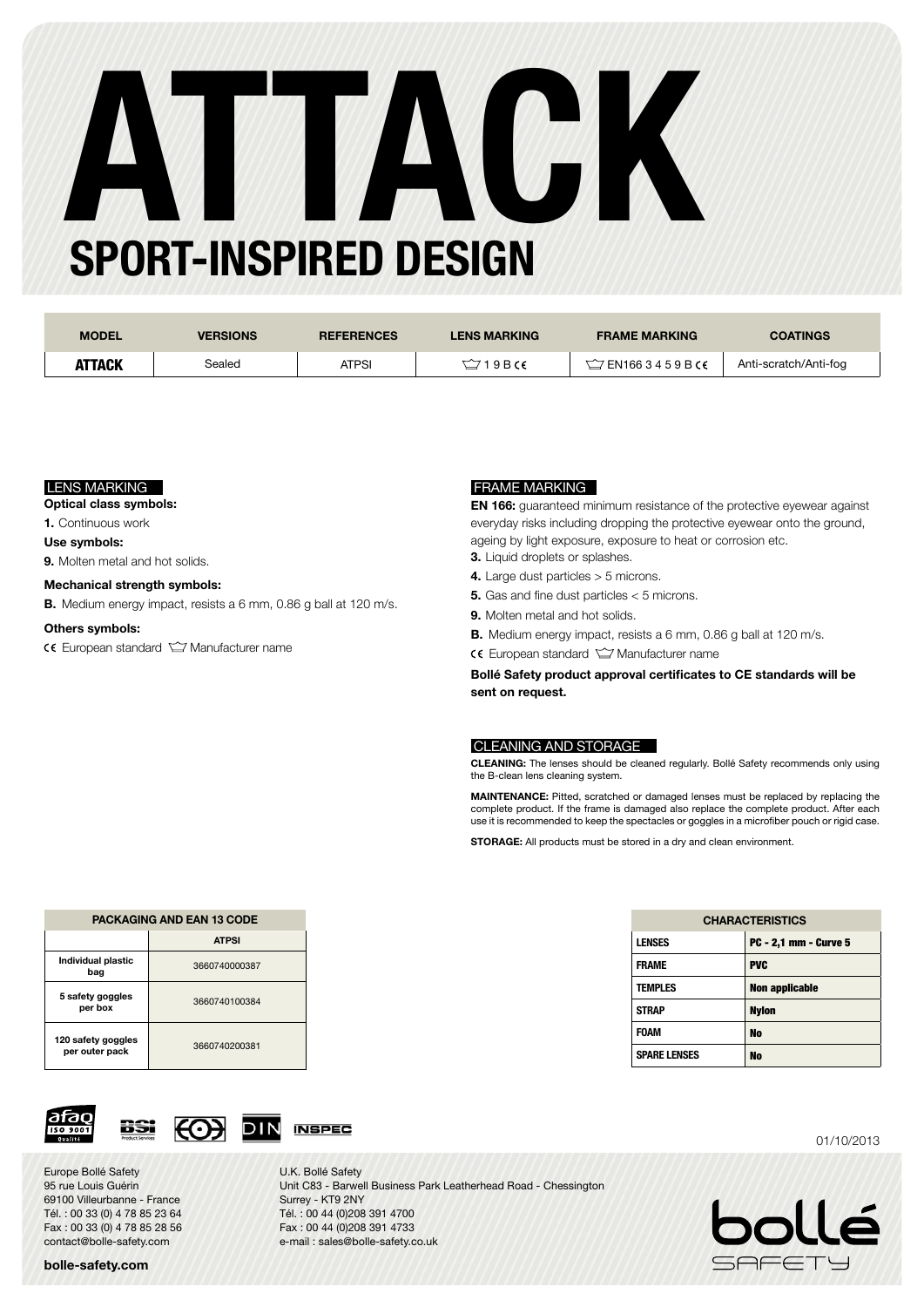# ATTACK

## SPORT-INSPIRED DESIGN

| MODEL | VERSIONS | REFERENCES | LENS MARKING | FRAME MARKING | COATINGS |
|---|---|---|---|---|---|
| **ATTACK** | Sealed | ATPSI | 1 9 B CE | EN166 3 4 5 9 B CE | Anti-scratch/Anti-fog |

### LENS MARKING

**Optical class symbols:**

**1.** Continuous work

**Use symbols:**

**9.** Molten metal and hot solids.

**Mechanical strength symbols:**

**B.** Medium energy impact, resists a 6 mm, 0.86 g ball at 120 m/s.

**Others symbols:**

CE European standard Manufacturer name

### FRAME MARKING

**EN 166:** guaranteed minimum resistance of the protective eyewear against everyday risks including dropping the protective eyewear onto the ground, ageing by light exposure, exposure to heat or corrosion etc.

**3.** Liquid droplets or splashes.

**4.** Large dust particles > 5 microns.

**5.** Gas and fine dust particles < 5 microns.

**9.** Molten metal and hot solids.

**B.** Medium energy impact, resists a 6 mm, 0.86 g ball at 120 m/s.

CE European standard Manufacturer name

**Bollé Safety product approval certificates to CE standards will be sent on request.**

### CLEANING AND STORAGE

**CLEANING:** The lenses should be cleaned regularly. Bollé Safety recommends only using the B-clean lens cleaning system.

**MAINTENANCE:** Pitted, scratched or damaged lenses must be replaced by replacing the complete product. If the frame is damaged also replace the complete product. After each use it is recommended to keep the spectacles or goggles in a microfiber pouch or rigid case.

**STORAGE:** All products must be stored in a dry and clean environment.

| PACKAGING AND EAN 13 CODE | |
|---|---|
| | **ATPSI** |
| **Individual plastic bag** | 3660740000387 |
| **5 safety goggles per box** | 3660740100384 |
| **120 safety goggles per outer pack** | 3660740200381 |

| CHARACTERISTICS | |
|---|---|
| **LENSES** | **PC - 2,1 mm - Curve 5** |
| **FRAME** | **PVC** |
| **TEMPLES** | **Non applicable** |
| **STRAP** | **Nylon** |
| **FOAM** | **No** |
| **SPARE LENSES** | **No** |

01/10/2013

Europe Bollé Safety
95 rue Louis Guérin
69100 Villeurbanne - France
Tél. : 00 33 (0) 4 78 85 23 64
Fax : 00 33 (0) 4 78 85 28 56
contact@bolle-safety.com

U.K. Bollé Safety
Unit C83 - Barwell Business Park Leatherhead Road - Chessington
Surrey - KT9 2NY
Tél. : 00 44 (0)208 391 4700
Fax : 00 44 (0)208 391 4733
e-mail : sales@bolle-safety.co.uk

**bolle-safety.com**